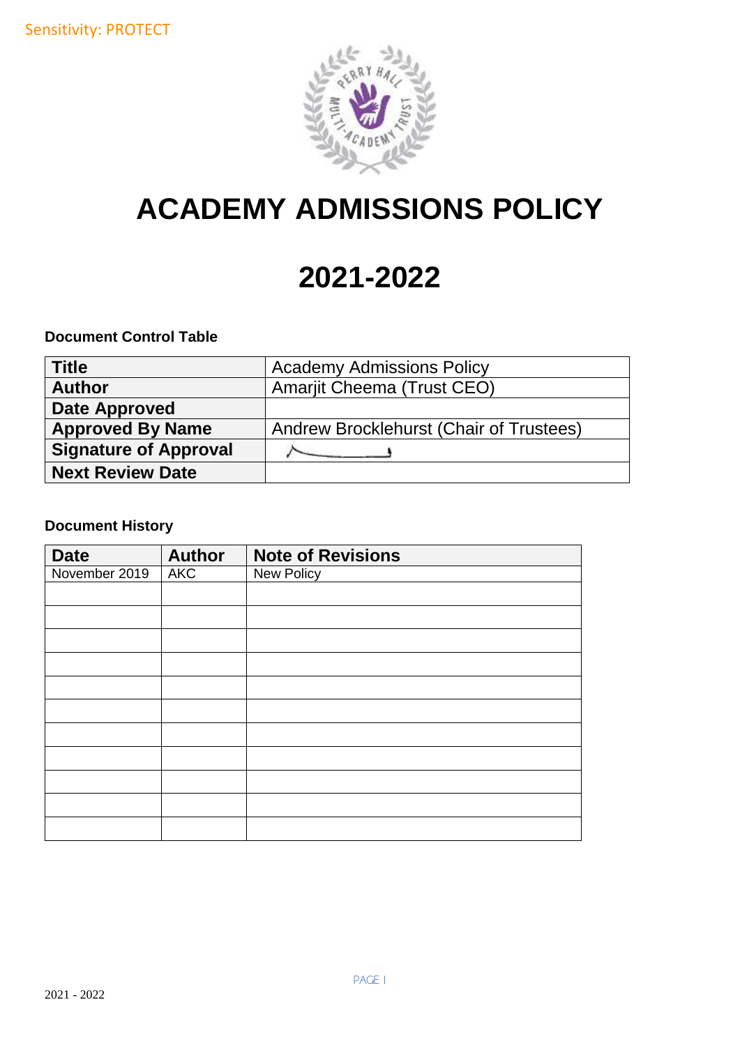Sensitivity: PROTECT

# ACADEMY ADMISSIONS POLICY

# 2021-2022

**Document Control Table**

| **Title** | Academy Admissions Policy |
|---|---|
| **Author** | Amarjit Cheema (Trust CEO) |
| **Date Approved** | |
| **Approved By Name** | Andrew Brocklehurst (Chair of Trustees) |
| **Signature of Approval** | |
| **Next Review Date** | |

**Document History**

| **Date** | **Author** | **Note of Revisions** |
|---|---|---|
| November 2019 | AKC | New Policy |
| | | |
| | | |
| | | |
| | | |
| | | |
| | | |
| | | |
| | | |
| | | |
| | | |
| | | |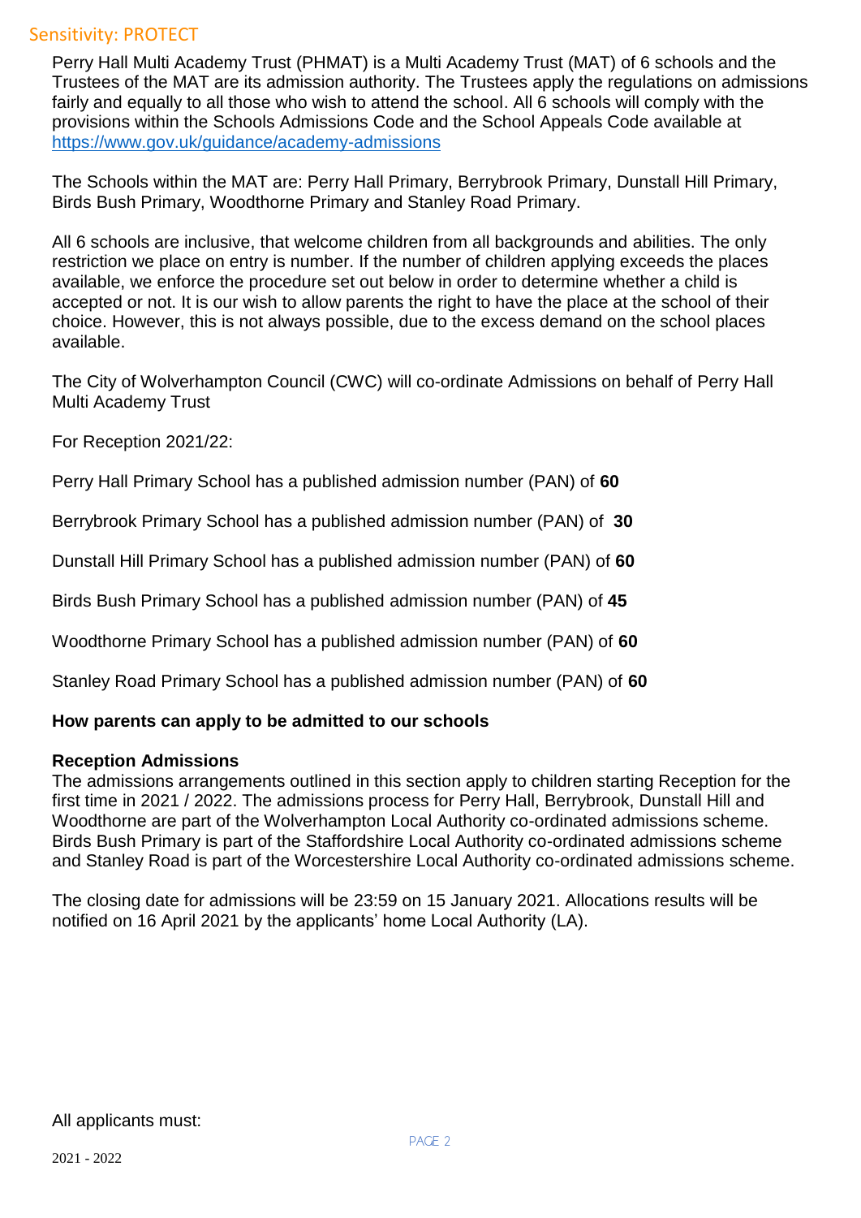Perry Hall Multi Academy Trust (PHMAT) is a Multi Academy Trust (MAT) of 6 schools and the Trustees of the MAT are its admission authority. The Trustees apply the regulations on admissions fairly and equally to all those who wish to attend the school. All 6 schools will comply with the provisions within the Schools Admissions Code and the School Appeals Code available at https://www.gov.uk/guidance/academy-admissions

The Schools within the MAT are: Perry Hall Primary, Berrybrook Primary, Dunstall Hill Primary, Birds Bush Primary, Woodthorne Primary and Stanley Road Primary.

All 6 schools are inclusive, that welcome children from all backgrounds and abilities. The only restriction we place on entry is number. If the number of children applying exceeds the places available, we enforce the procedure set out below in order to determine whether a child is accepted or not. It is our wish to allow parents the right to have the place at the school of their choice. However, this is not always possible, due to the excess demand on the school places available.

The City of Wolverhampton Council (CWC) will co-ordinate Admissions on behalf of Perry Hall Multi Academy Trust

For Reception 2021/22:

Perry Hall Primary School has a published admission number (PAN) of **60**

Berrybrook Primary School has a published admission number (PAN) of **30**

Dunstall Hill Primary School has a published admission number (PAN) of **60**

Birds Bush Primary School has a published admission number (PAN) of **45**

Woodthorne Primary School has a published admission number (PAN) of **60**

Stanley Road Primary School has a published admission number (PAN) of **60**

**How parents can apply to be admitted to our schools**

**Reception Admissions**

The admissions arrangements outlined in this section apply to children starting Reception for the first time in 2021 / 2022. The admissions process for Perry Hall, Berrybrook, Dunstall Hill and Woodthorne are part of the Wolverhampton Local Authority co-ordinated admissions scheme. Birds Bush Primary is part of the Staffordshire Local Authority co-ordinated admissions scheme and Stanley Road is part of the Worcestershire Local Authority co-ordinated admissions scheme.

The closing date for admissions will be 23:59 on 15 January 2021. Allocations results will be notified on 16 April 2021 by the applicants' home Local Authority (LA).

All applicants must: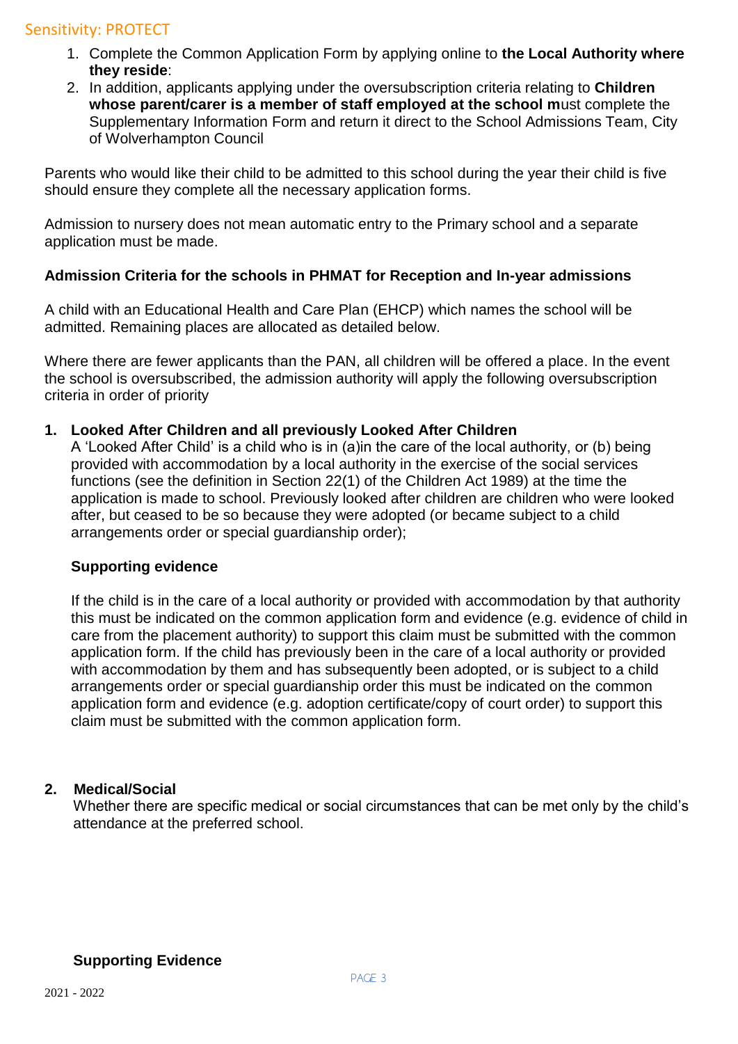1. Complete the Common Application Form by applying online to **the Local Authority where they reside**:
2. In addition, applicants applying under the oversubscription criteria relating to **Children whose parent/carer is a member of staff employed at the school m**ust complete the Supplementary Information Form and return it direct to the School Admissions Team, City of Wolverhampton Council

Parents who would like their child to be admitted to this school during the year their child is five should ensure they complete all the necessary application forms.

Admission to nursery does not mean automatic entry to the Primary school and a separate application must be made.

**Admission Criteria for the schools in PHMAT for Reception and In-year admissions**

A child with an Educational Health and Care Plan (EHCP) which names the school will be admitted. Remaining places are allocated as detailed below.

Where there are fewer applicants than the PAN, all children will be offered a place. In the event the school is oversubscribed, the admission authority will apply the following oversubscription criteria in order of priority

1. **Looked After Children and all previously Looked After Children**

   A 'Looked After Child' is a child who is in (a)in the care of the local authority, or (b) being provided with accommodation by a local authority in the exercise of the social services functions (see the definition in Section 22(1) of the Children Act 1989) at the time the application is made to school. Previously looked after children are children who were looked after, but ceased to be so because they were adopted (or became subject to a child arrangements order or special guardianship order);

   **Supporting evidence**

   If the child is in the care of a local authority or provided with accommodation by that authority this must be indicated on the common application form and evidence (e.g. evidence of child in care from the placement authority) to support this claim must be submitted with the common application form. If the child has previously been in the care of a local authority or provided with accommodation by them and has subsequently been adopted, or is subject to a child arrangements order or special guardianship order this must be indicated on the common application form and evidence (e.g. adoption certificate/copy of court order) to support this claim must be submitted with the common application form.

2. **Medical/Social**

   Whether there are specific medical or social circumstances that can be met only by the child's attendance at the preferred school.

   **Supporting Evidence**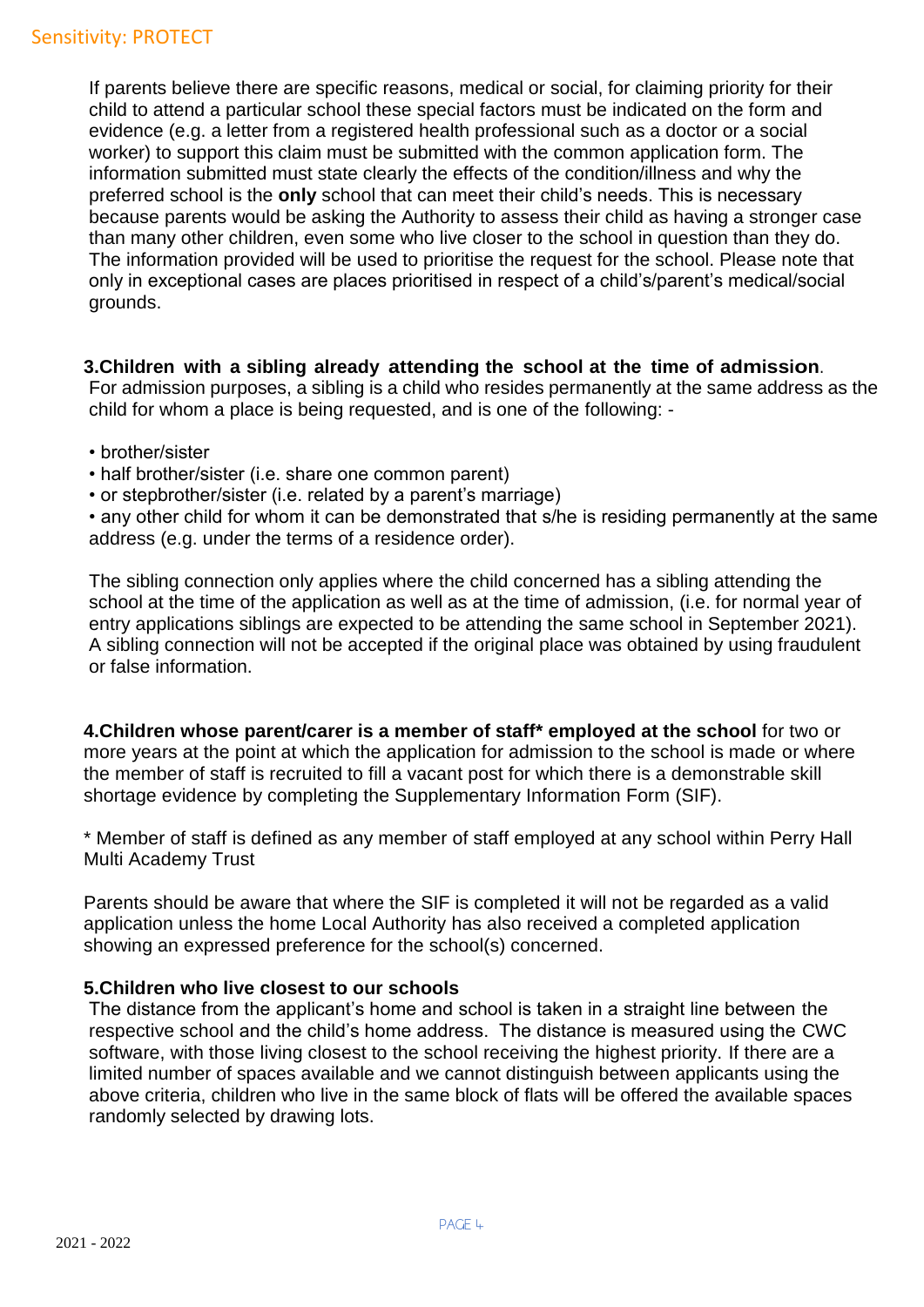If parents believe there are specific reasons, medical or social, for claiming priority for their child to attend a particular school these special factors must be indicated on the form and evidence (e.g. a letter from a registered health professional such as a doctor or a social worker) to support this claim must be submitted with the common application form. The information submitted must state clearly the effects of the condition/illness and why the preferred school is the **only** school that can meet their child's needs. This is necessary because parents would be asking the Authority to assess their child as having a stronger case than many other children, even some who live closer to the school in question than they do. The information provided will be used to prioritise the request for the school. Please note that only in exceptional cases are places prioritised in respect of a child's/parent's medical/social grounds.

**3.Children with a sibling already attending the school at the time of admission**.
For admission purposes, a sibling is a child who resides permanently at the same address as the child for whom a place is being requested, and is one of the following: -

- brother/sister
- half brother/sister (i.e. share one common parent)
- or stepbrother/sister (i.e. related by a parent's marriage)
- any other child for whom it can be demonstrated that s/he is residing permanently at the same address (e.g. under the terms of a residence order).

The sibling connection only applies where the child concerned has a sibling attending the school at the time of the application as well as at the time of admission, (i.e. for normal year of entry applications siblings are expected to be attending the same school in September 2021). A sibling connection will not be accepted if the original place was obtained by using fraudulent or false information.

**4.Children whose parent/carer is a member of staff\* employed at the school** for two or more years at the point at which the application for admission to the school is made or where the member of staff is recruited to fill a vacant post for which there is a demonstrable skill shortage evidence by completing the Supplementary Information Form (SIF).

\* Member of staff is defined as any member of staff employed at any school within Perry Hall Multi Academy Trust

Parents should be aware that where the SIF is completed it will not be regarded as a valid application unless the home Local Authority has also received a completed application showing an expressed preference for the school(s) concerned.

**5.Children who live closest to our schools**
The distance from the applicant's home and school is taken in a straight line between the respective school and the child's home address. The distance is measured using the CWC software, with those living closest to the school receiving the highest priority. If there are a limited number of spaces available and we cannot distinguish between applicants using the above criteria, children who live in the same block of flats will be offered the available spaces randomly selected by drawing lots.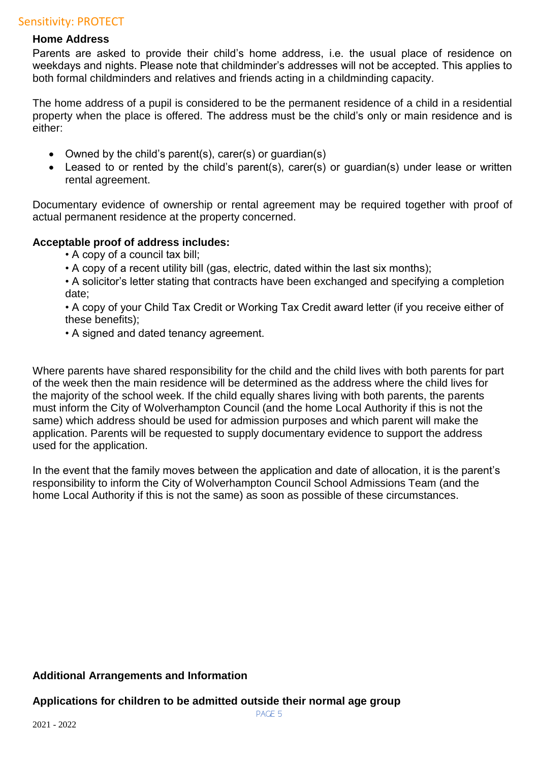### Home Address

Parents are asked to provide their child's home address, i.e. the usual place of residence on weekdays and nights. Please note that childminder's addresses will not be accepted. This applies to both formal childminders and relatives and friends acting in a childminding capacity.

The home address of a pupil is considered to be the permanent residence of a child in a residential property when the place is offered. The address must be the child's only or main residence and is either:

- Owned by the child's parent(s), carer(s) or guardian(s)
- Leased to or rented by the child's parent(s), carer(s) or guardian(s) under lease or written rental agreement.

Documentary evidence of ownership or rental agreement may be required together with proof of actual permanent residence at the property concerned.

**Acceptable proof of address includes:**

- A copy of a council tax bill;
- A copy of a recent utility bill (gas, electric, dated within the last six months);
- A solicitor's letter stating that contracts have been exchanged and specifying a completion date;
- A copy of your Child Tax Credit or Working Tax Credit award letter (if you receive either of these benefits);
- A signed and dated tenancy agreement.

Where parents have shared responsibility for the child and the child lives with both parents for part of the week then the main residence will be determined as the address where the child lives for the majority of the school week. If the child equally shares living with both parents, the parents must inform the City of Wolverhampton Council (and the home Local Authority if this is not the same) which address should be used for admission purposes and which parent will make the application. Parents will be requested to supply documentary evidence to support the address used for the application.

In the event that the family moves between the application and date of allocation, it is the parent's responsibility to inform the City of Wolverhampton Council School Admissions Team (and the home Local Authority if this is not the same) as soon as possible of these circumstances.

### Additional Arrangements and Information

### Applications for children to be admitted outside their normal age group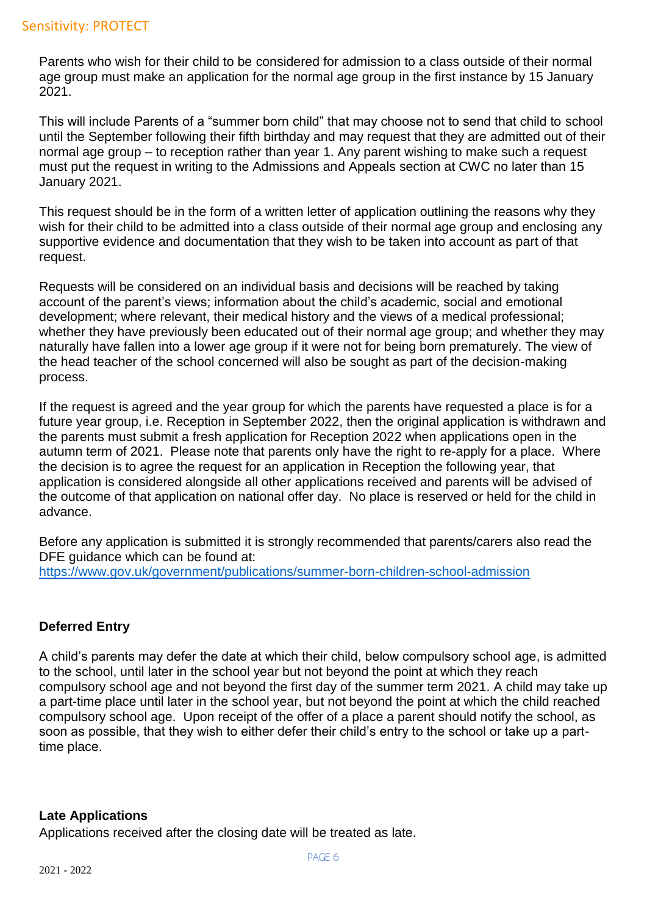Parents who wish for their child to be considered for admission to a class outside of their normal age group must make an application for the normal age group in the first instance by 15 January 2021.

This will include Parents of a "summer born child" that may choose not to send that child to school until the September following their fifth birthday and may request that they are admitted out of their normal age group – to reception rather than year 1. Any parent wishing to make such a request must put the request in writing to the Admissions and Appeals section at CWC no later than 15 January 2021.

This request should be in the form of a written letter of application outlining the reasons why they wish for their child to be admitted into a class outside of their normal age group and enclosing any supportive evidence and documentation that they wish to be taken into account as part of that request.

Requests will be considered on an individual basis and decisions will be reached by taking account of the parent's views; information about the child's academic, social and emotional development; where relevant, their medical history and the views of a medical professional; whether they have previously been educated out of their normal age group; and whether they may naturally have fallen into a lower age group if it were not for being born prematurely. The view of the head teacher of the school concerned will also be sought as part of the decision-making process.

If the request is agreed and the year group for which the parents have requested a place is for a future year group, i.e. Reception in September 2022, then the original application is withdrawn and the parents must submit a fresh application for Reception 2022 when applications open in the autumn term of 2021. Please note that parents only have the right to re-apply for a place. Where the decision is to agree the request for an application in Reception the following year, that application is considered alongside all other applications received and parents will be advised of the outcome of that application on national offer day. No place is reserved or held for the child in advance.

Before any application is submitted it is strongly recommended that parents/carers also read the DFE guidance which can be found at:
https://www.gov.uk/government/publications/summer-born-children-school-admission

**Deferred Entry**

A child's parents may defer the date at which their child, below compulsory school age, is admitted to the school, until later in the school year but not beyond the point at which they reach compulsory school age and not beyond the first day of the summer term 2021. A child may take up a part-time place until later in the school year, but not beyond the point at which the child reached compulsory school age. Upon receipt of the offer of a place a parent should notify the school, as soon as possible, that they wish to either defer their child's entry to the school or take up a part-time place.

**Late Applications**

Applications received after the closing date will be treated as late.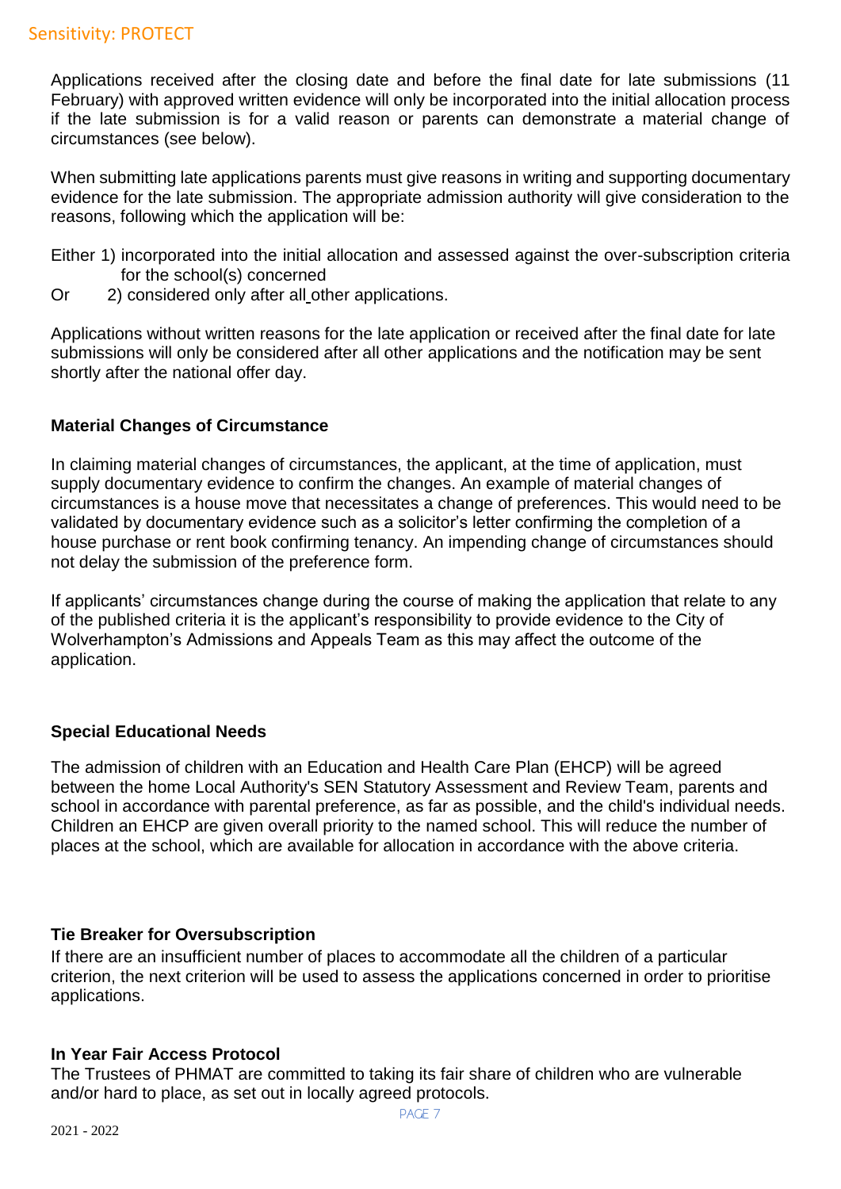Applications received after the closing date and before the final date for late submissions (11 February) with approved written evidence will only be incorporated into the initial allocation process if the late submission is for a valid reason or parents can demonstrate a material change of circumstances (see below).

When submitting late applications parents must give reasons in writing and supporting documentary evidence for the late submission. The appropriate admission authority will give consideration to the reasons, following which the application will be:

Either 1) incorporated into the initial allocation and assessed against the over-subscription criteria for the school(s) concerned

Or 2) considered only after all other applications.

Applications without written reasons for the late application or received after the final date for late submissions will only be considered after all other applications and the notification may be sent shortly after the national offer day.

**Material Changes of Circumstance**

In claiming material changes of circumstances, the applicant, at the time of application, must supply documentary evidence to confirm the changes. An example of material changes of circumstances is a house move that necessitates a change of preferences. This would need to be validated by documentary evidence such as a solicitor's letter confirming the completion of a house purchase or rent book confirming tenancy. An impending change of circumstances should not delay the submission of the preference form.

If applicants' circumstances change during the course of making the application that relate to any of the published criteria it is the applicant's responsibility to provide evidence to the City of Wolverhampton's Admissions and Appeals Team as this may affect the outcome of the application.

**Special Educational Needs**

The admission of children with an Education and Health Care Plan (EHCP) will be agreed between the home Local Authority's SEN Statutory Assessment and Review Team, parents and school in accordance with parental preference, as far as possible, and the child's individual needs. Children an EHCP are given overall priority to the named school. This will reduce the number of places at the school, which are available for allocation in accordance with the above criteria.

**Tie Breaker for Oversubscription**

If there are an insufficient number of places to accommodate all the children of a particular criterion, the next criterion will be used to assess the applications concerned in order to prioritise applications.

**In Year Fair Access Protocol**

The Trustees of PHMAT are committed to taking its fair share of children who are vulnerable and/or hard to place, as set out in locally agreed protocols.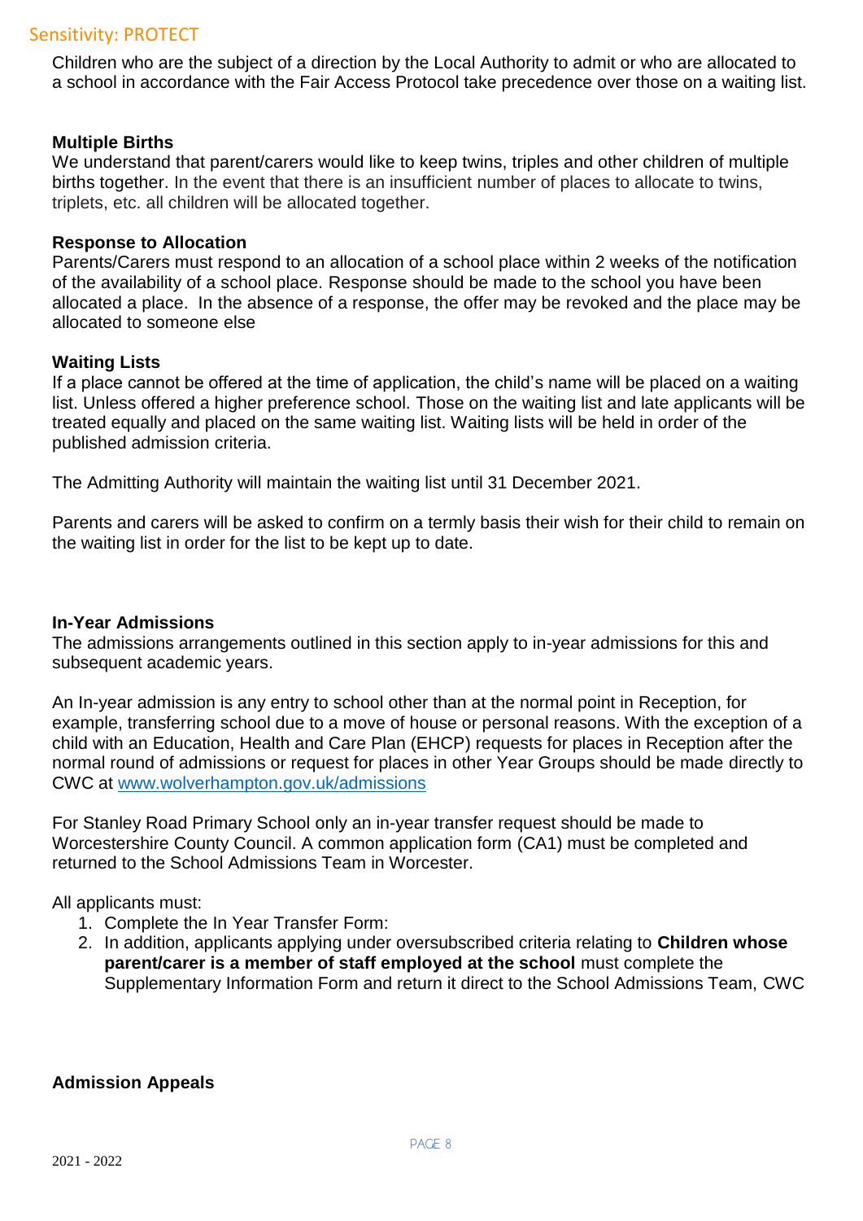Children who are the subject of a direction by the Local Authority to admit or who are allocated to a school in accordance with the Fair Access Protocol take precedence over those on a waiting list.

**Multiple Births**
We understand that parent/carers would like to keep twins, triples and other children of multiple births together. In the event that there is an insufficient number of places to allocate to twins, triplets, etc. all children will be allocated together.

**Response to Allocation**
Parents/Carers must respond to an allocation of a school place within 2 weeks of the notification of the availability of a school place. Response should be made to the school you have been allocated a place. In the absence of a response, the offer may be revoked and the place may be allocated to someone else

**Waiting Lists**
If a place cannot be offered at the time of application, the child's name will be placed on a waiting list. Unless offered a higher preference school. Those on the waiting list and late applicants will be treated equally and placed on the same waiting list. Waiting lists will be held in order of the published admission criteria.

The Admitting Authority will maintain the waiting list until 31 December 2021.

Parents and carers will be asked to confirm on a termly basis their wish for their child to remain on the waiting list in order for the list to be kept up to date.

**In-Year Admissions**
The admissions arrangements outlined in this section apply to in-year admissions for this and subsequent academic years.

An In-year admission is any entry to school other than at the normal point in Reception, for example, transferring school due to a move of house or personal reasons. With the exception of a child with an Education, Health and Care Plan (EHCP) requests for places in Reception after the normal round of admissions or request for places in other Year Groups should be made directly to CWC at www.wolverhampton.gov.uk/admissions

For Stanley Road Primary School only an in-year transfer request should be made to Worcestershire County Council. A common application form (CA1) must be completed and returned to the School Admissions Team in Worcester.

All applicants must:

1. Complete the In Year Transfer Form:
2. In addition, applicants applying under oversubscribed criteria relating to **Children whose parent/carer is a member of staff employed at the school** must complete the Supplementary Information Form and return it direct to the School Admissions Team, CWC

**Admission Appeals**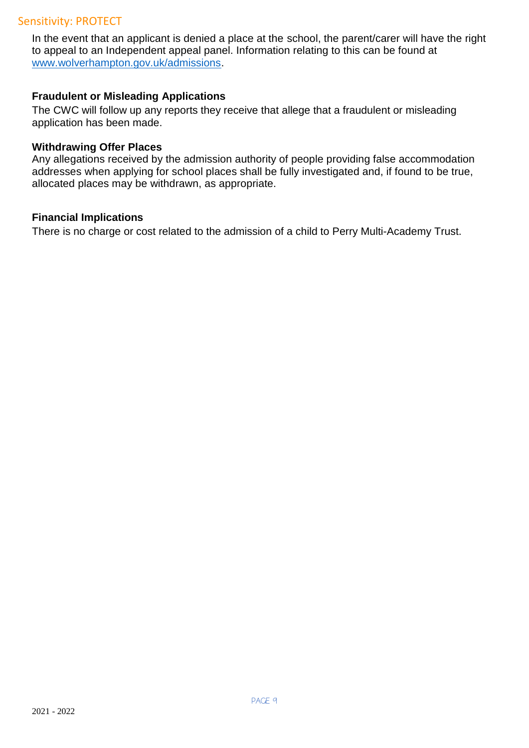In the event that an applicant is denied a place at the school, the parent/carer will have the right to appeal to an Independent appeal panel. Information relating to this can be found at [www.wolverhampton.gov.uk/admissions](http://www.wolverhampton.gov.uk/admissions).

**Fraudulent or Misleading Applications**

The CWC will follow up any reports they receive that allege that a fraudulent or misleading application has been made.

**Withdrawing Offer Places**

Any allegations received by the admission authority of people providing false accommodation addresses when applying for school places shall be fully investigated and, if found to be true, allocated places may be withdrawn, as appropriate.

**Financial Implications**

There is no charge or cost related to the admission of a child to Perry Multi-Academy Trust.